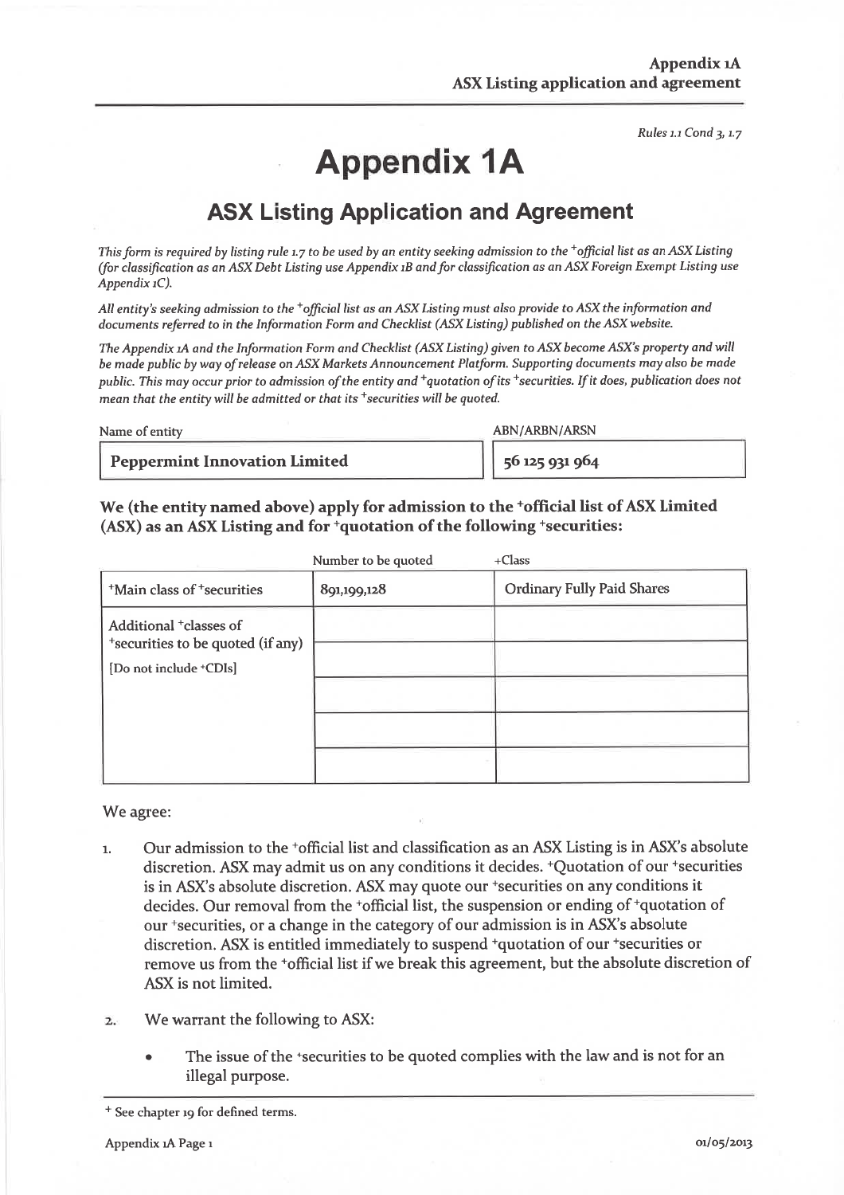Rules 1.1 Cond 3, 1.7

# Appendix 1A

## ASX Listing Application and Agreement

*This form is required by listing rule 1.7 to be used by an entity seeking admission to the +official list as an ASX Listing (for classification as an ASX Debt Listing use Appendix 1B and for classification as an ASX Foreign Exempt Listing use Appendix 1C).*

*All entity's seeking admission to the +official list as an ASX Listing must also provide to ASX the information and documents referred to in the Information Form and Checklist (ASX Listing) published on the ASX website.*

*The Appendix 1A and the Information Form and Checklist (ASX Listing) given to ASX become ASX's property and will be made public by way of release on ASX Markets Announcement Platform. Supporting documents may also be made public. This may occur prior to admission of the entity and +quotation of its +securities. If it does, publication does not mean that the entity will be admitted or that its +securities will be quoted.*

| Name of entity | ABN/ARBN/ARSN |
|---|---|
| **Peppermint Innovation Limited** | 56 125 931 964 |

**We (the entity named above) apply for admission to the +official list of ASX Limited (ASX) as an ASX Listing and for +quotation of the following +securities:**

| | Number to be quoted | +Class |
|---|---|---|
| +Main class of +securities | 891,199,128 | Ordinary Fully Paid Shares |
| Additional +classes of +securities to be quoted (if any) [Do not include +CDIs] | | |
| | | |
| | | |
| | | |
| | | |

We agree:

1. Our admission to the +official list and classification as an ASX Listing is in ASX's absolute discretion. ASX may admit us on any conditions it decides. +Quotation of our +securities is in ASX's absolute discretion. ASX may quote our +securities on any conditions it decides. Our removal from the +official list, the suspension or ending of +quotation of our +securities, or a change in the category of our admission is in ASX's absolute discretion. ASX is entitled immediately to suspend +quotation of our +securities or remove us from the +official list if we break this agreement, but the absolute discretion of ASX is not limited.

2. We warrant the following to ASX:

   - The issue of the +securities to be quoted complies with the law and is not for an illegal purpose.

+ See chapter 19 for defined terms.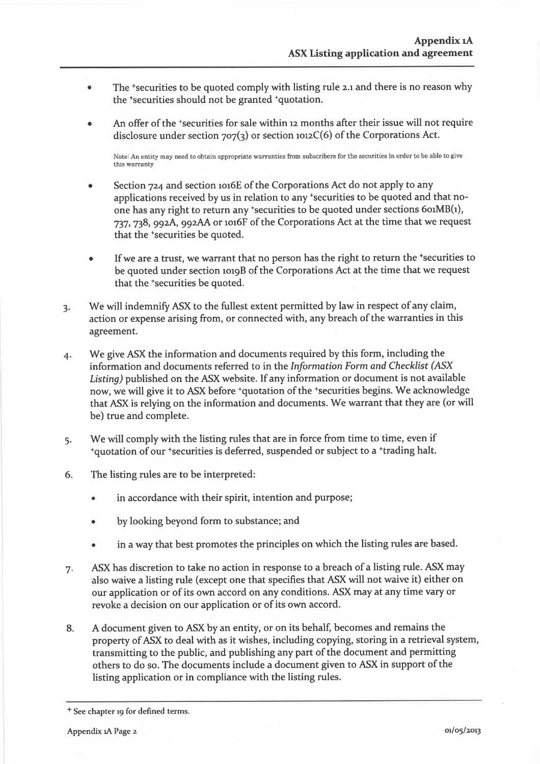- The +securities to be quoted comply with listing rule 2.1 and there is no reason why the +securities should not be granted +quotation.
- An offer of the +securities for sale within 12 months after their issue will not require disclosure under section 707(3) or section 1012C(6) of the Corporations Act.

  Note: An entity may need to obtain appropriate warranties from subscribers for the securities in order to be able to give this warranty

- Section 724 and section 1016E of the Corporations Act do not apply to any applications received by us in relation to any +securities to be quoted and that no-one has any right to return any +securities to be quoted under sections 601MB(1), 737, 738, 992A, 992AA or 1016F of the Corporations Act at the time that we request that the +securities be quoted.
- If we are a trust, we warrant that no person has the right to return the +securities to be quoted under section 1019B of the Corporations Act at the time that we request that the +securities be quoted.

3. We will indemnify ASX to the fullest extent permitted by law in respect of any claim, action or expense arising from, or connected with, any breach of the warranties in this agreement.

4. We give ASX the information and documents required by this form, including the information and documents referred to in the *Information Form and Checklist (ASX Listing)* published on the ASX website. If any information or document is not available now, we will give it to ASX before +quotation of the +securities begins. We acknowledge that ASX is relying on the information and documents. We warrant that they are (or will be) true and complete.

5. We will comply with the listing rules that are in force from time to time, even if +quotation of our +securities is deferred, suspended or subject to a +trading halt.

6. The listing rules are to be interpreted:
   - in accordance with their spirit, intention and purpose;
   - by looking beyond form to substance; and
   - in a way that best promotes the principles on which the listing rules are based.

7. ASX has discretion to take no action in response to a breach of a listing rule. ASX may also waive a listing rule (except one that specifies that ASX will not waive it) either on our application or of its own accord on any conditions. ASX may at any time vary or revoke a decision on our application or of its own accord.

8. A document given to ASX by an entity, or on its behalf, becomes and remains the property of ASX to deal with as it wishes, including copying, storing in a retrieval system, transmitting to the public, and publishing any part of the document and permitting others to do so. The documents include a document given to ASX in support of the listing application or in compliance with the listing rules.

+ See chapter 19 for defined terms.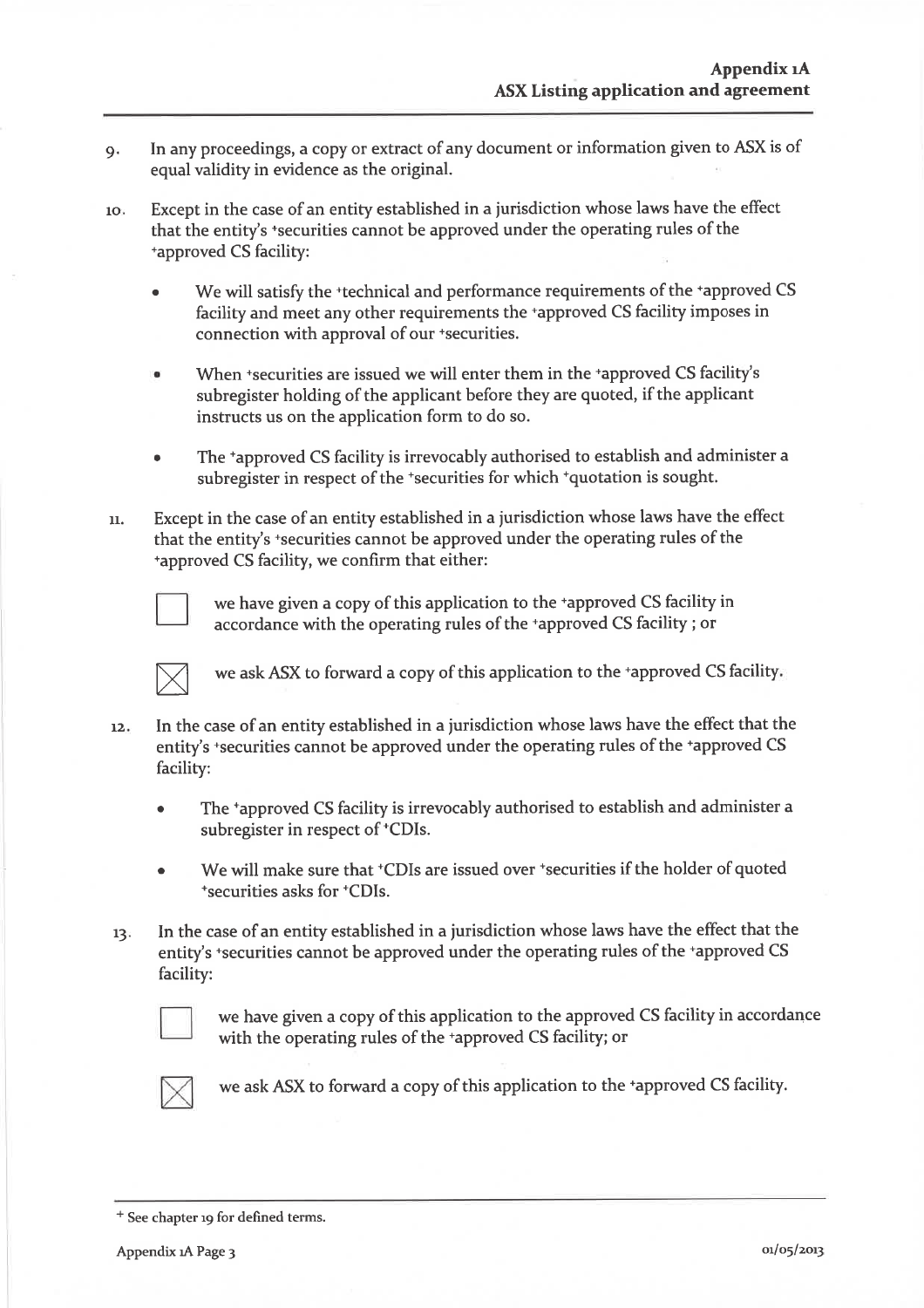9. In any proceedings, a copy or extract of any document or information given to ASX is of equal validity in evidence as the original.

10. Except in the case of an entity established in a jurisdiction whose laws have the effect that the entity's +securities cannot be approved under the operating rules of the +approved CS facility:

    - We will satisfy the +technical and performance requirements of the +approved CS facility and meet any other requirements the +approved CS facility imposes in connection with approval of our +securities.
    - When +securities are issued we will enter them in the +approved CS facility's subregister holding of the applicant before they are quoted, if the applicant instructs us on the application form to do so.
    - The +approved CS facility is irrevocably authorised to establish and administer a subregister in respect of the +securities for which +quotation is sought.

11. Except in the case of an entity established in a jurisdiction whose laws have the effect that the entity's +securities cannot be approved under the operating rules of the +approved CS facility, we confirm that either:

    ☐ we have given a copy of this application to the +approved CS facility in accordance with the operating rules of the +approved CS facility ; or

    ☒ we ask ASX to forward a copy of this application to the +approved CS facility.

12. In the case of an entity established in a jurisdiction whose laws have the effect that the entity's +securities cannot be approved under the operating rules of the +approved CS facility:

    - The +approved CS facility is irrevocably authorised to establish and administer a subregister in respect of +CDIs.
    - We will make sure that +CDIs are issued over +securities if the holder of quoted +securities asks for +CDIs.

13. In the case of an entity established in a jurisdiction whose laws have the effect that the entity's +securities cannot be approved under the operating rules of the +approved CS facility:

    ☐ we have given a copy of this application to the approved CS facility in accordance with the operating rules of the +approved CS facility; or

    ☒ we ask ASX to forward a copy of this application to the +approved CS facility.

---

+ See chapter 19 for defined terms.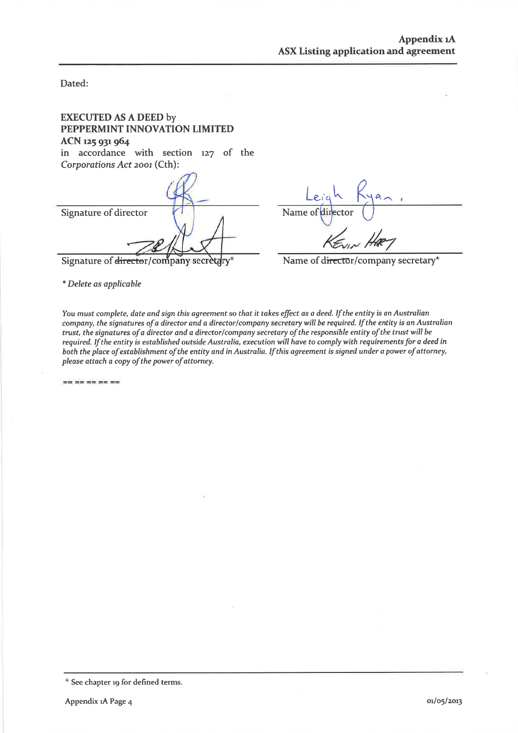Dated:

**EXECUTED AS A DEED** by
**PEPPERMINT INNOVATION LIMITED**
**ACN 125 931 964**
in accordance with section 127 of the *Corporations Act 2001* (Cth):

| | |
|---|---|
| Signature of director | Leigh Ryan. <br> Name of director |
| Signature of ~~director~~/company secretary* | Kevin Hart <br> Name of ~~director~~/company secretary* |

*\* Delete as applicable*

*You must complete, date and sign this agreement so that it takes effect as a deed. If the entity is an Australian company, the signatures of a director and a director/company secretary will be required. If the entity is an Australian trust, the signatures of a director and a director/company secretary of the responsible entity of the trust will be required. If the entity is established outside Australia, execution will have to comply with requirements for a deed in both the place of establishment of the entity and in Australia. If this agreement is signed under a power of attorney, please attach a copy of the power of attorney.*

== == == == ==

+ See chapter 19 for defined terms.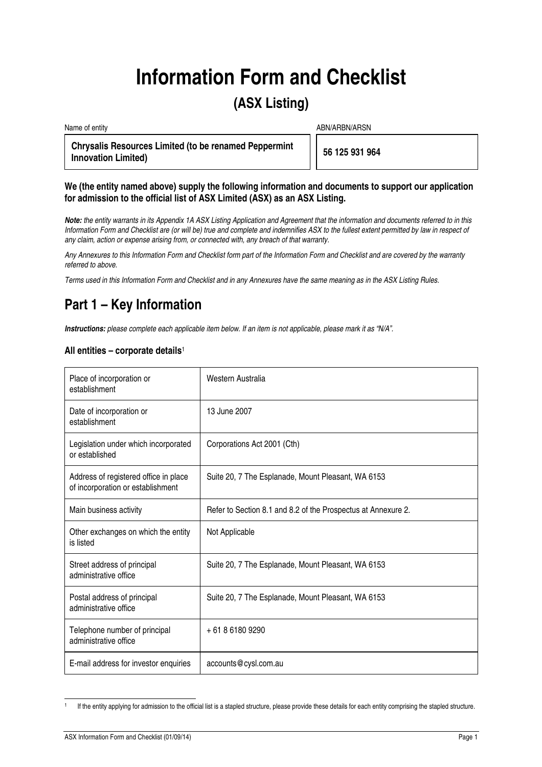# Information Form and Checklist

## (ASX Listing)

| Name of entity | ABN/ARBN/ARSN |
|---|---|
| **Chrysalis Resources Limited (to be renamed Peppermint Innovation Limited)** | **56 125 931 964** |

**We (the entity named above) supply the following information and documents to support our application for admission to the official list of ASX Limited (ASX) as an ASX Listing.**

***Note:*** *the entity warrants in its Appendix 1A ASX Listing Application and Agreement that the information and documents referred to in this Information Form and Checklist are (or will be) true and complete and indemnifies ASX to the fullest extent permitted by law in respect of any claim, action or expense arising from, or connected with, any breach of that warranty.*

*Any Annexures to this Information Form and Checklist form part of the Information Form and Checklist and are covered by the warranty referred to above.*

*Terms used in this Information Form and Checklist and in any Annexures have the same meaning as in the ASX Listing Rules.*

## Part 1 – Key Information

***Instructions:*** *please complete each applicable item below. If an item is not applicable, please mark it as "N/A".*

### All entities – corporate details[1]

| | |
|---|---|
| Place of incorporation or establishment | Western Australia |
| Date of incorporation or establishment | 13 June 2007 |
| Legislation under which incorporated or established | Corporations Act 2001 (Cth) |
| Address of registered office in place of incorporation or establishment | Suite 20, 7 The Esplanade, Mount Pleasant, WA 6153 |
| Main business activity | Refer to Section 8.1 and 8.2 of the Prospectus at Annexure 2. |
| Other exchanges on which the entity is listed | Not Applicable |
| Street address of principal administrative office | Suite 20, 7 The Esplanade, Mount Pleasant, WA 6153 |
| Postal address of principal administrative office | Suite 20, 7 The Esplanade, Mount Pleasant, WA 6153 |
| Telephone number of principal administrative office | + 61 8 6180 9290 |
| E-mail address for investor enquiries | accounts@cysl.com.au |

[1] If the entity applying for admission to the official list is a stapled structure, please provide these details for each entity comprising the stapled structure.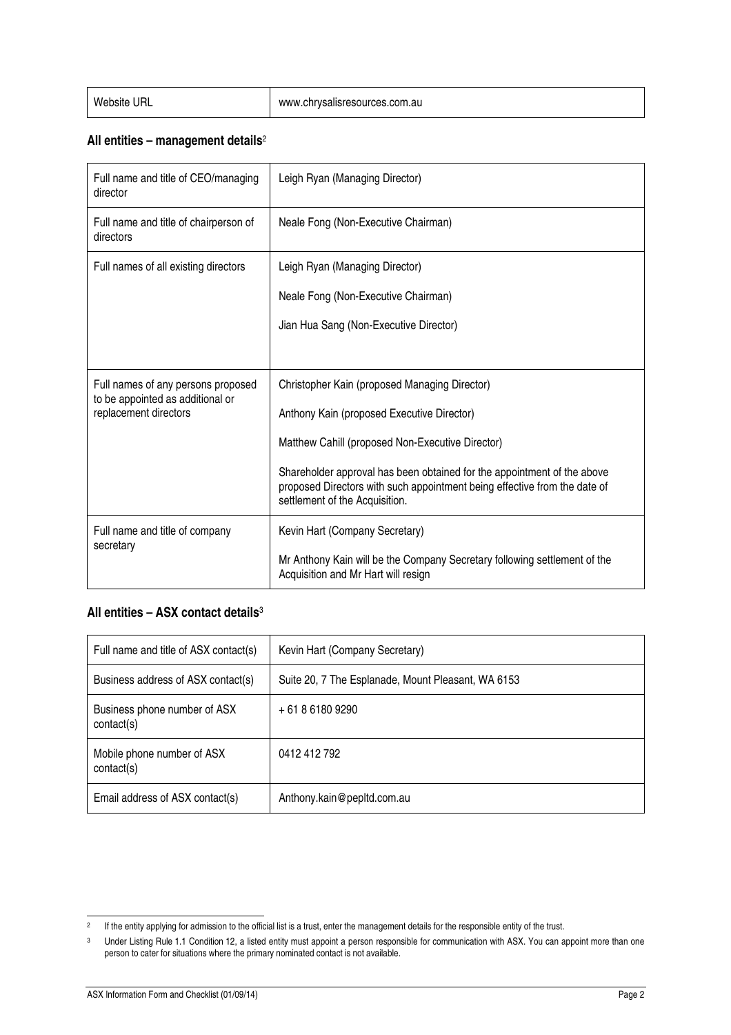| Website URL | www.chrysalisresources.com.au |
|---|---|

**All entities – management details**[2]

| Full name and title of CEO/managing director | Leigh Ryan (Managing Director) |
|---|---|
| Full name and title of chairperson of directors | Neale Fong (Non-Executive Chairman) |
| Full names of all existing directors | Leigh Ryan (Managing Director)<br><br>Neale Fong (Non-Executive Chairman)<br><br>Jian Hua Sang (Non-Executive Director) |
| Full names of any persons proposed to be appointed as additional or replacement directors | Christopher Kain (proposed Managing Director)<br><br>Anthony Kain (proposed Executive Director)<br><br>Matthew Cahill (proposed Non-Executive Director)<br><br>Shareholder approval has been obtained for the appointment of the above proposed Directors with such appointment being effective from the date of settlement of the Acquisition. |
| Full name and title of company secretary | Kevin Hart (Company Secretary)<br><br>Mr Anthony Kain will be the Company Secretary following settlement of the Acquisition and Mr Hart will resign |

**All entities – ASX contact details**[3]

| Full name and title of ASX contact(s) | Kevin Hart (Company Secretary) |
|---|---|
| Business address of ASX contact(s) | Suite 20, 7 The Esplanade, Mount Pleasant, WA 6153 |
| Business phone number of ASX contact(s) | + 61 8 6180 9290 |
| Mobile phone number of ASX contact(s) | 0412 412 792 |
| Email address of ASX contact(s) | Anthony.kain@pepltd.com.au |

[2] If the entity applying for admission to the official list is a trust, enter the management details for the responsible entity of the trust.

[3] Under Listing Rule 1.1 Condition 12, a listed entity must appoint a person responsible for communication with ASX. You can appoint more than one person to cater for situations where the primary nominated contact is not available.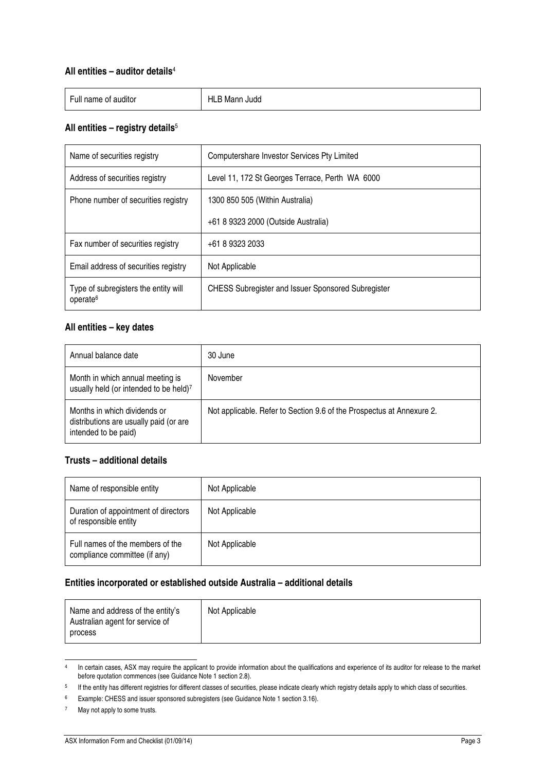### All entities – auditor details[4]

| Full name of auditor | HLB Mann Judd |
|---|---|

### All entities – registry details[5]

| Name of securities registry | Computershare Investor Services Pty Limited |
|---|---|
| Address of securities registry | Level 11, 172 St Georges Terrace, Perth WA 6000 |
| Phone number of securities registry | 1300 850 505 (Within Australia)<br>+61 8 9323 2000 (Outside Australia) |
| Fax number of securities registry | +61 8 9323 2033 |
| Email address of securities registry | Not Applicable |
| Type of subregisters the entity will operate[6] | CHESS Subregister and Issuer Sponsored Subregister |

### All entities – key dates

| Annual balance date | 30 June |
|---|---|
| Month in which annual meeting is usually held (or intended to be held)[7] | November |
| Months in which dividends or distributions are usually paid (or are intended to be paid) | Not applicable. Refer to Section 9.6 of the Prospectus at Annexure 2. |

### Trusts – additional details

| Name of responsible entity | Not Applicable |
|---|---|
| Duration of appointment of directors of responsible entity | Not Applicable |
| Full names of the members of the compliance committee (if any) | Not Applicable |

### Entities incorporated or established outside Australia – additional details

| Name and address of the entity's Australian agent for service of process | Not Applicable |
|---|---|

---

[4] In certain cases, ASX may require the applicant to provide information about the qualifications and experience of its auditor for release to the market before quotation commences (see Guidance Note 1 section 2.8).

[5] If the entity has different registries for different classes of securities, please indicate clearly which registry details apply to which class of securities.

[6] Example: CHESS and issuer sponsored subregisters (see Guidance Note 1 section 3.16).

[7] May not apply to some trusts.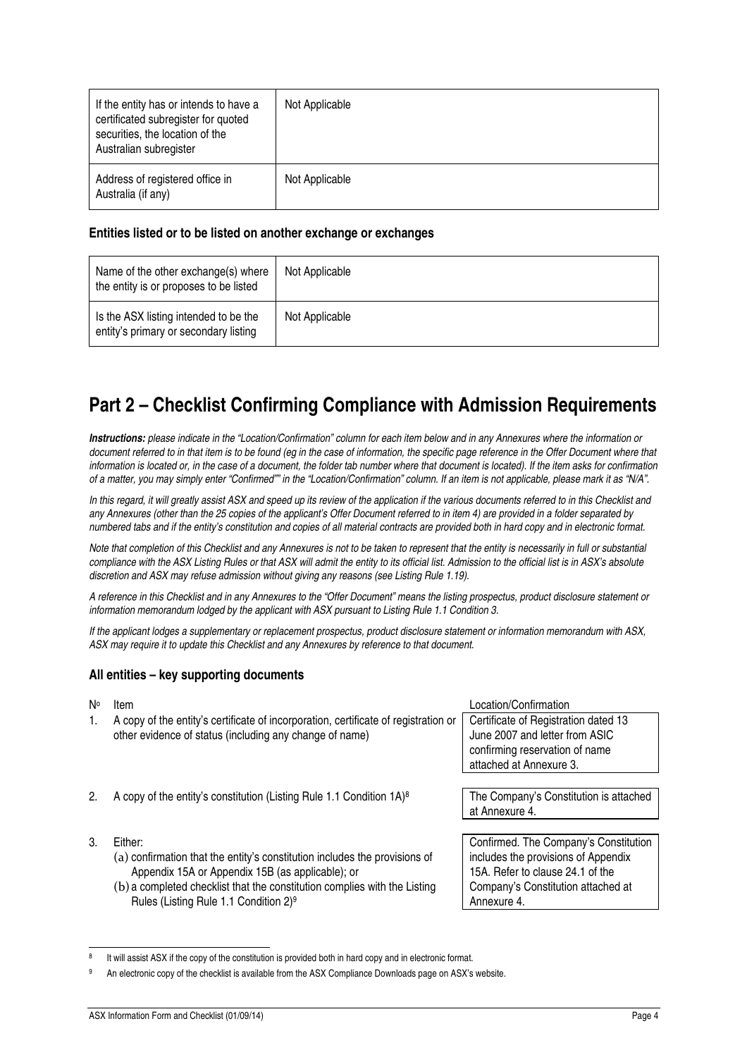| | |
|---|---|
| If the entity has or intends to have a certificated subregister for quoted securities, the location of the Australian subregister | Not Applicable |
| Address of registered office in Australia (if any) | Not Applicable |

### Entities listed or to be listed on another exchange or exchanges

| | |
|---|---|
| Name of the other exchange(s) where the entity is or proposes to be listed | Not Applicable |
| Is the ASX listing intended to be the entity's primary or secondary listing | Not Applicable |

## Part 2 – Checklist Confirming Compliance with Admission Requirements

***Instructions:*** *please indicate in the "Location/Confirmation" column for each item below and in any Annexures where the information or document referred to in that item is to be found (eg in the case of information, the specific page reference in the Offer Document where that information is located or, in the case of a document, the folder tab number where that document is located). If the item asks for confirmation of a matter, you may simply enter "Confirmed"" in the "Location/Confirmation" column. If an item is not applicable, please mark it as "N/A".*

*In this regard, it will greatly assist ASX and speed up its review of the application if the various documents referred to in this Checklist and any Annexures (other than the 25 copies of the applicant's Offer Document referred to in item 4) are provided in a folder separated by numbered tabs and if the entity's constitution and copies of all material contracts are provided both in hard copy and in electronic format.*

*Note that completion of this Checklist and any Annexures is not to be taken to represent that the entity is necessarily in full or substantial compliance with the ASX Listing Rules or that ASX will admit the entity to its official list. Admission to the official list is in ASX's absolute discretion and ASX may refuse admission without giving any reasons (see Listing Rule 1.19).*

*A reference in this Checklist and in any Annexures to the "Offer Document" means the listing prospectus, product disclosure statement or information memorandum lodged by the applicant with ASX pursuant to Listing Rule 1.1 Condition 3.*

*If the applicant lodges a supplementary or replacement prospectus, product disclosure statement or information memorandum with ASX, ASX may require it to update this Checklist and any Annexures by reference to that document.*

### All entities – key supporting documents

| Nº | Item | Location/Confirmation |
|---|---|---|
| 1. | A copy of the entity's certificate of incorporation, certificate of registration or other evidence of status (including any change of name) | Certificate of Registration dated 13 June 2007 and letter from ASIC confirming reservation of name attached at Annexure 3. |
| 2. | A copy of the entity's constitution (Listing Rule 1.1 Condition 1A)[8] | The Company's Constitution is attached at Annexure 4. |
| 3. | Either:<br>(a) confirmation that the entity's constitution includes the provisions of Appendix 15A or Appendix 15B (as applicable); or<br>(b) a completed checklist that the constitution complies with the Listing Rules (Listing Rule 1.1 Condition 2)[9] | Confirmed. The Company's Constitution includes the provisions of Appendix 15A. Refer to clause 24.1 of the Company's Constitution attached at Annexure 4. |

[8] It will assist ASX if the copy of the constitution is provided both in hard copy and in electronic format.

[9] An electronic copy of the checklist is available from the ASX Compliance Downloads page on ASX's website.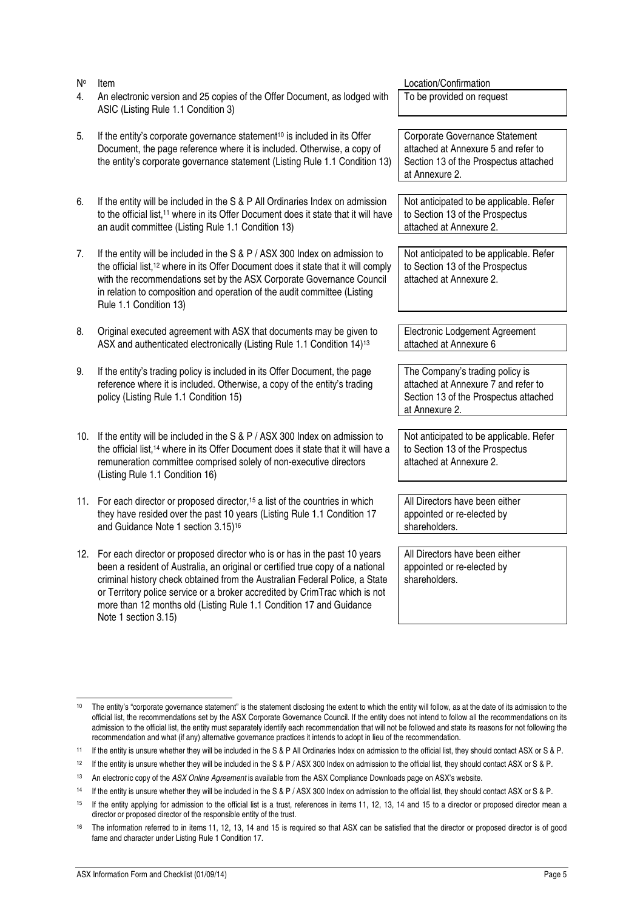| Nº | Item | Location/Confirmation |
|---|---|---|
| 4. | An electronic version and 25 copies of the Offer Document, as lodged with ASIC (Listing Rule 1.1 Condition 3) | To be provided on request |
| 5. | If the entity's corporate governance statement[10] is included in its Offer Document, the page reference where it is included. Otherwise, a copy of the entity's corporate governance statement (Listing Rule 1.1 Condition 13) | Corporate Governance Statement attached at Annexure 5 and refer to Section 13 of the Prospectus attached at Annexure 2. |
| 6. | If the entity will be included in the S & P All Ordinaries Index on admission to the official list,[11] where in its Offer Document does it state that it will have an audit committee (Listing Rule 1.1 Condition 13) | Not anticipated to be applicable. Refer to Section 13 of the Prospectus attached at Annexure 2. |
| 7. | If the entity will be included in the S & P / ASX 300 Index on admission to the official list,[12] where in its Offer Document does it state that it will comply with the recommendations set by the ASX Corporate Governance Council in relation to composition and operation of the audit committee (Listing Rule 1.1 Condition 13) | Not anticipated to be applicable. Refer to Section 13 of the Prospectus attached at Annexure 2. |
| 8. | Original executed agreement with ASX that documents may be given to ASX and authenticated electronically (Listing Rule 1.1 Condition 14)[13] | Electronic Lodgement Agreement attached at Annexure 6 |
| 9. | If the entity's trading policy is included in its Offer Document, the page reference where it is included. Otherwise, a copy of the entity's trading policy (Listing Rule 1.1 Condition 15) | The Company's trading policy is attached at Annexure 7 and refer to Section 13 of the Prospectus attached at Annexure 2. |
| 10. | If the entity will be included in the S & P / ASX 300 Index on admission to the official list,[14] where in its Offer Document does it state that it will have a remuneration committee comprised solely of non-executive directors (Listing Rule 1.1 Condition 16) | Not anticipated to be applicable. Refer to Section 13 of the Prospectus attached at Annexure 2. |
| 11. | For each director or proposed director,[15] a list of the countries in which they have resided over the past 10 years (Listing Rule 1.1 Condition 17 and Guidance Note 1 section 3.15)[16] | All Directors have been either appointed or re-elected by shareholders. |
| 12. | For each director or proposed director who is or has in the past 10 years been a resident of Australia, an original or certified true copy of a national criminal history check obtained from the Australian Federal Police, a State or Territory police service or a broker accredited by CrimTrac which is not more than 12 months old (Listing Rule 1.1 Condition 17 and Guidance Note 1 section 3.15) | All Directors have been either appointed or re-elected by shareholders. |

[10] The entity's "corporate governance statement" is the statement disclosing the extent to which the entity will follow, as at the date of its admission to the official list, the recommendations set by the ASX Corporate Governance Council. If the entity does not intend to follow all the recommendations on its admission to the official list, the entity must separately identify each recommendation that will not be followed and state its reasons for not following the recommendation and what (if any) alternative governance practices it intends to adopt in lieu of the recommendation.

[11] If the entity is unsure whether they will be included in the S & P All Ordinaries Index on admission to the official list, they should contact ASX or S & P.

[12] If the entity is unsure whether they will be included in the S & P / ASX 300 Index on admission to the official list, they should contact ASX or S & P.

[13] An electronic copy of the *ASX Online Agreement* is available from the ASX Compliance Downloads page on ASX's website.

[14] If the entity is unsure whether they will be included in the S & P / ASX 300 Index on admission to the official list, they should contact ASX or S & P.

[15] If the entity applying for admission to the official list is a trust, references in items 11, 12, 13, 14 and 15 to a director or proposed director mean a director or proposed director of the responsible entity of the trust.

[16] The information referred to in items 11, 12, 13, 14 and 15 is required so that ASX can be satisfied that the director or proposed director is of good fame and character under Listing Rule 1 Condition 17.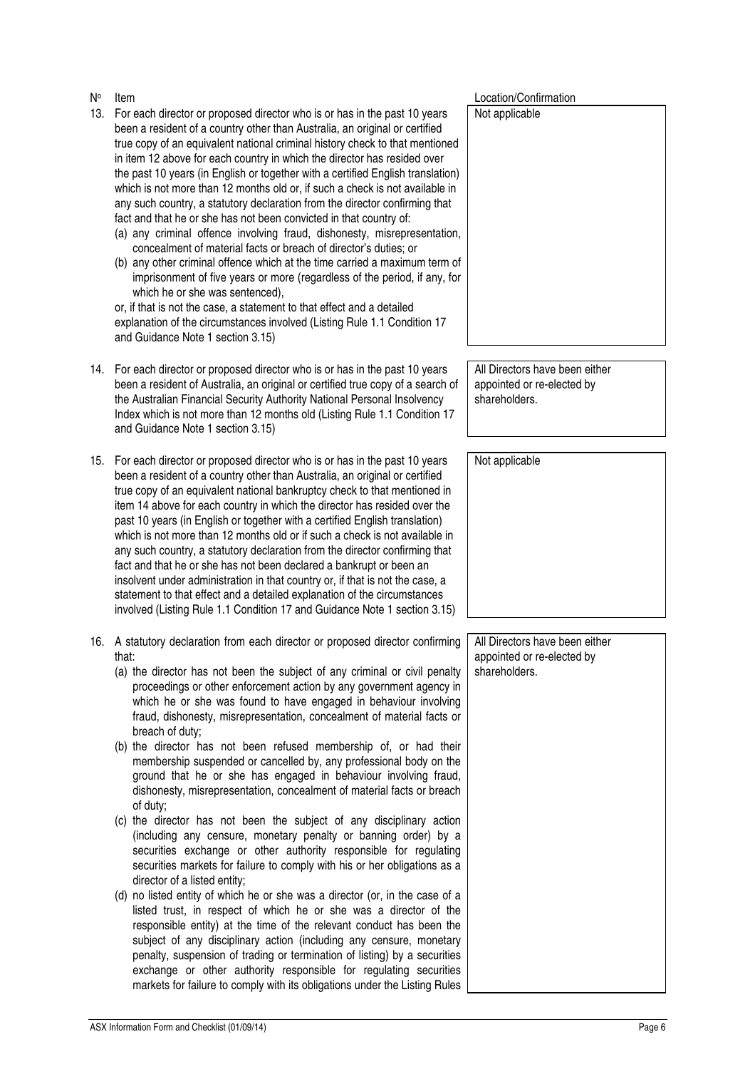| Nº | Item | Location/Confirmation |
|---|---|---|
| 13. | For each director or proposed director who is or has in the past 10 years been a resident of a country other than Australia, an original or certified true copy of an equivalent national criminal history check to that mentioned in item 12 above for each country in which the director has resided over the past 10 years (in English or together with a certified English translation) which is not more than 12 months old or, if such a check is not available in any such country, a statutory declaration from the director confirming that fact and that he or she has not been convicted in that country of:<br>(a) any criminal offence involving fraud, dishonesty, misrepresentation, concealment of material facts or breach of director's duties; or<br>(b) any other criminal offence which at the time carried a maximum term of imprisonment of five years or more (regardless of the period, if any, for which he or she was sentenced),<br>or, if that is not the case, a statement to that effect and a detailed explanation of the circumstances involved (Listing Rule 1.1 Condition 17 and Guidance Note 1 section 3.15) | Not applicable |
| 14. | For each director or proposed director who is or has in the past 10 years been a resident of Australia, an original or certified true copy of a search of the Australian Financial Security Authority National Personal Insolvency Index which is not more than 12 months old (Listing Rule 1.1 Condition 17 and Guidance Note 1 section 3.15) | All Directors have been either appointed or re-elected by shareholders. |
| 15. | For each director or proposed director who is or has in the past 10 years been a resident of a country other than Australia, an original or certified true copy of an equivalent national bankruptcy check to that mentioned in item 14 above for each country in which the director has resided over the past 10 years (in English or together with a certified English translation) which is not more than 12 months old or if such a check is not available in any such country, a statutory declaration from the director confirming that fact and that he or she has not been declared a bankrupt or been an insolvent under administration in that country or, if that is not the case, a statement to that effect and a detailed explanation of the circumstances involved (Listing Rule 1.1 Condition 17 and Guidance Note 1 section 3.15) | Not applicable |
| 16. | A statutory declaration from each director or proposed director confirming that:<br>(a) the director has not been the subject of any criminal or civil penalty proceedings or other enforcement action by any government agency in which he or she was found to have engaged in behaviour involving fraud, dishonesty, misrepresentation, concealment of material facts or breach of duty;<br>(b) the director has not been refused membership of, or had their membership suspended or cancelled by, any professional body on the ground that he or she has engaged in behaviour involving fraud, dishonesty, misrepresentation, concealment of material facts or breach of duty;<br>(c) the director has not been the subject of any disciplinary action (including any censure, monetary penalty or banning order) by a securities exchange or other authority responsible for regulating securities markets for failure to comply with his or her obligations as a director of a listed entity;<br>(d) no listed entity of which he or she was a director (or, in the case of a listed trust, in respect of which he or she was a director of the responsible entity) at the time of the relevant conduct has been the subject of any disciplinary action (including any censure, monetary penalty, suspension of trading or termination of listing) by a securities exchange or other authority responsible for regulating securities markets for failure to comply with its obligations under the Listing Rules | All Directors have been either appointed or re-elected by shareholders. |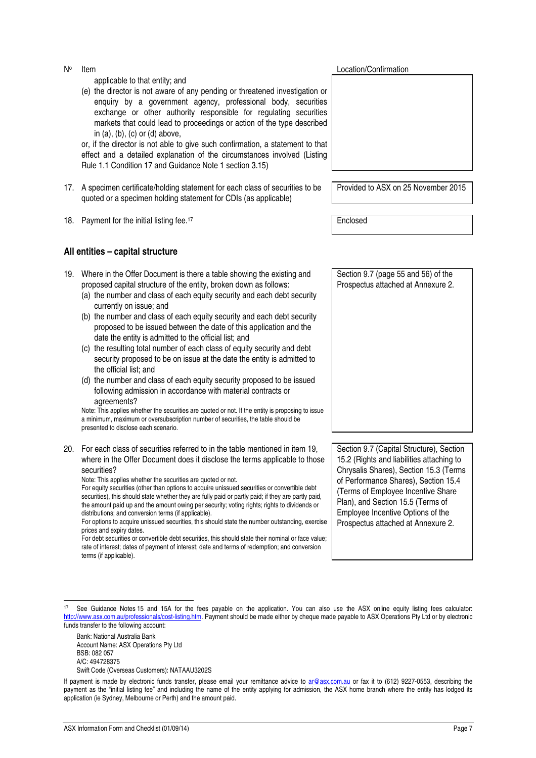| Nº | Item | Location/Confirmation |
|---|---|---|
| | applicable to that entity; and<br>(e) the director is not aware of any pending or threatened investigation or enquiry by a government agency, professional body, securities exchange or other authority responsible for regulating securities markets that could lead to proceedings or action of the type described in (a), (b), (c) or (d) above,<br>or, if the director is not able to give such confirmation, a statement to that effect and a detailed explanation of the circumstances involved (Listing Rule 1.1 Condition 17 and Guidance Note 1 section 3.15) | |
| 17. | A specimen certificate/holding statement for each class of securities to be quoted or a specimen holding statement for CDIs (as applicable) | Provided to ASX on 25 November 2015 |
| 18. | Payment for the initial listing fee.[17] | Enclosed |

## All entities – capital structure

| Nº | Item | Location/Confirmation |
|---|---|---|
| 19. | Where in the Offer Document is there a table showing the existing and proposed capital structure of the entity, broken down as follows:<br>(a) the number and class of each equity security and each debt security currently on issue; and<br>(b) the number and class of each equity security and each debt security proposed to be issued between the date of this application and the date the entity is admitted to the official list; and<br>(c) the resulting total number of each class of equity security and debt security proposed to be on issue at the date the entity is admitted to the official list; and<br>(d) the number and class of each equity security proposed to be issued following admission in accordance with material contracts or agreements?<br>Note: This applies whether the securities are quoted or not. If the entity is proposing to issue a minimum, maximum or oversubscription number of securities, the table should be presented to disclose each scenario. | Section 9.7 (page 55 and 56) of the Prospectus attached at Annexure 2. |
| 20. | For each class of securities referred to in the table mentioned in item 19, where in the Offer Document does it disclose the terms applicable to those securities?<br>Note: This applies whether the securities are quoted or not.<br>For equity securities (other than options to acquire unissued securities or convertible debt securities), this should state whether they are fully paid or partly paid; if they are partly paid, the amount paid up and the amount owing per security; voting rights; rights to dividends or distributions; and conversion terms (if applicable).<br>For options to acquire unissued securities, this should state the number outstanding, exercise prices and expiry dates.<br>For debt securities or convertible debt securities, this should state their nominal or face value; rate of interest; dates of payment of interest; date and terms of redemption; and conversion terms (if applicable). | Section 9.7 (Capital Structure), Section 15.2 (Rights and liabilities attaching to Chrysalis Shares), Section 15.3 (Terms of Performance Shares), Section 15.4 (Terms of Employee Incentive Share Plan), and Section 15.5 (Terms of Employee Incentive Options of the Prospectus attached at Annexure 2. |

[17] See Guidance Notes 15 and 15A for the fees payable on the application. You can also use the ASX online equity listing fees calculator: http://www.asx.com.au/professionals/cost-listing.htm. Payment should be made either by cheque made payable to ASX Operations Pty Ltd or by electronic funds transfer to the following account:

Bank: National Australia Bank
Account Name: ASX Operations Pty Ltd
BSB: 082 057
A/C: 494728375
Swift Code (Overseas Customers): NATAAU3202S

If payment is made by electronic funds transfer, please email your remittance advice to ar@asx.com.au or fax it to (612) 9227-0553, describing the payment as the "initial listing fee" and including the name of the entity applying for admission, the ASX home branch where the entity has lodged its application (ie Sydney, Melbourne or Perth) and the amount paid.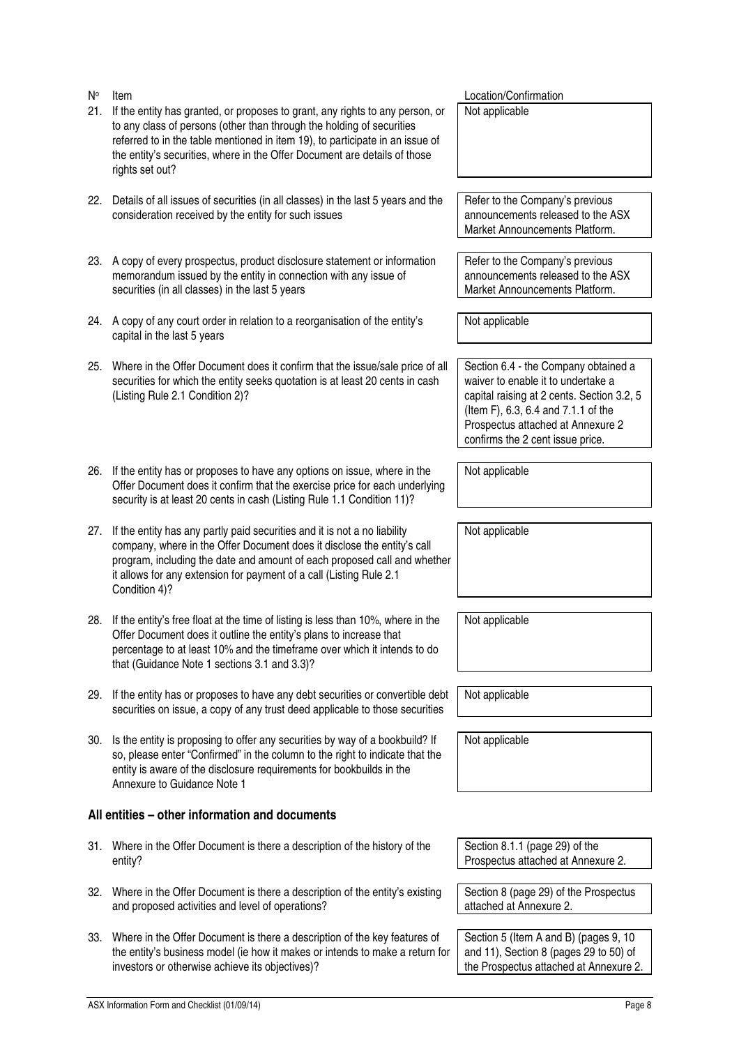| Nº | Item | Location/Confirmation |
|---|---|---|
| 21. | If the entity has granted, or proposes to grant, any rights to any person, or to any class of persons (other than through the holding of securities referred to in the table mentioned in item 19), to participate in an issue of the entity's securities, where in the Offer Document are details of those rights set out? | Not applicable |
| 22. | Details of all issues of securities (in all classes) in the last 5 years and the consideration received by the entity for such issues | Refer to the Company's previous announcements released to the ASX Market Announcements Platform. |
| 23. | A copy of every prospectus, product disclosure statement or information memorandum issued by the entity in connection with any issue of securities (in all classes) in the last 5 years | Refer to the Company's previous announcements released to the ASX Market Announcements Platform. |
| 24. | A copy of any court order in relation to a reorganisation of the entity's capital in the last 5 years | Not applicable |
| 25. | Where in the Offer Document does it confirm that the issue/sale price of all securities for which the entity seeks quotation is at least 20 cents in cash (Listing Rule 2.1 Condition 2)? | Section 6.4 - the Company obtained a waiver to enable it to undertake a capital raising at 2 cents. Section 3.2, 5 (Item F), 6.3, 6.4 and 7.1.1 of the Prospectus attached at Annexure 2 confirms the 2 cent issue price. |
| 26. | If the entity has or proposes to have any options on issue, where in the Offer Document does it confirm that the exercise price for each underlying security is at least 20 cents in cash (Listing Rule 1.1 Condition 11)? | Not applicable |
| 27. | If the entity has any partly paid securities and it is not a no liability company, where in the Offer Document does it disclose the entity's call program, including the date and amount of each proposed call and whether it allows for any extension for payment of a call (Listing Rule 2.1 Condition 4)? | Not applicable |
| 28. | If the entity's free float at the time of listing is less than 10%, where in the Offer Document does it outline the entity's plans to increase that percentage to at least 10% and the timeframe over which it intends to do that (Guidance Note 1 sections 3.1 and 3.3)? | Not applicable |
| 29. | If the entity has or proposes to have any debt securities or convertible debt securities on issue, a copy of any trust deed applicable to those securities | Not applicable |
| 30. | Is the entity is proposing to offer any securities by way of a bookbuild? If so, please enter "Confirmed" in the column to the right to indicate that the entity is aware of the disclosure requirements for bookbuilds in the Annexure to Guidance Note 1 | Not applicable |

## All entities – other information and documents

| Nº | Item | Location/Confirmation |
|---|---|---|
| 31. | Where in the Offer Document is there a description of the history of the entity? | Section 8.1.1 (page 29) of the Prospectus attached at Annexure 2. |
| 32. | Where in the Offer Document is there a description of the entity's existing and proposed activities and level of operations? | Section 8 (page 29) of the Prospectus attached at Annexure 2. |
| 33. | Where in the Offer Document is there a description of the key features of the entity's business model (ie how it makes or intends to make a return for investors or otherwise achieve its objectives)? | Section 5 (Item A and B) (pages 9, 10 and 11), Section 8 (pages 29 to 50) of the Prospectus attached at Annexure 2. |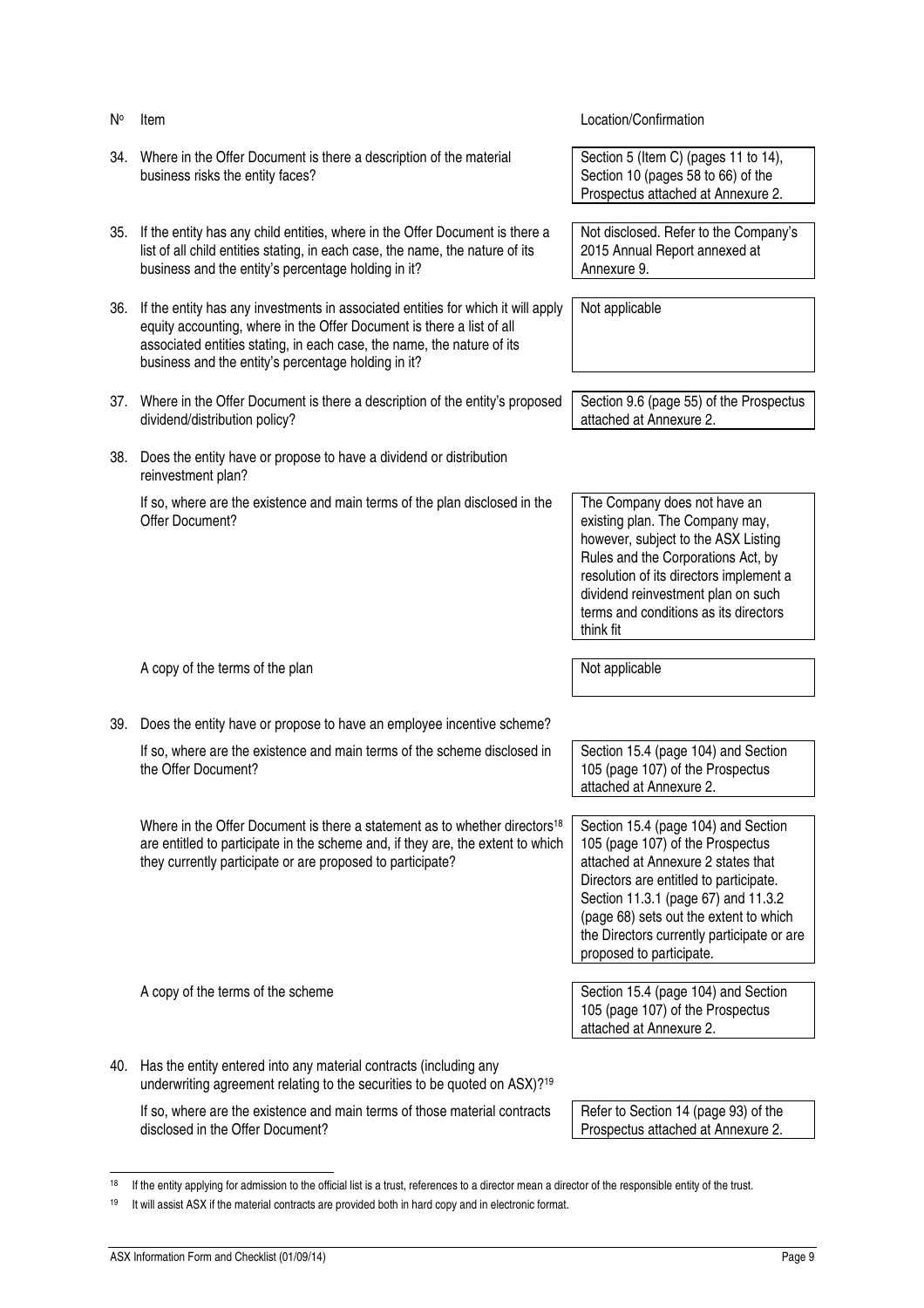| Nº | Item | Location/Confirmation |
|---|---|---|
| 34. | Where in the Offer Document is there a description of the material business risks the entity faces? | Section 5 (Item C) (pages 11 to 14), Section 10 (pages 58 to 66) of the Prospectus attached at Annexure 2. |
| 35. | If the entity has any child entities, where in the Offer Document is there a list of all child entities stating, in each case, the name, the nature of its business and the entity's percentage holding in it? | Not disclosed. Refer to the Company's 2015 Annual Report annexed at Annexure 9. |
| 36. | If the entity has any investments in associated entities for which it will apply equity accounting, where in the Offer Document is there a list of all associated entities stating, in each case, the name, the nature of its business and the entity's percentage holding in it? | Not applicable |
| 37. | Where in the Offer Document is there a description of the entity's proposed dividend/distribution policy? | Section 9.6 (page 55) of the Prospectus attached at Annexure 2. |
| 38. | Does the entity have or propose to have a dividend or distribution reinvestment plan? | |
| | If so, where are the existence and main terms of the plan disclosed in the Offer Document? | The Company does not have an existing plan. The Company may, however, subject to the ASX Listing Rules and the Corporations Act, by resolution of its directors implement a dividend reinvestment plan on such terms and conditions as its directors think fit |
| | A copy of the terms of the plan | Not applicable |
| 39. | Does the entity have or propose to have an employee incentive scheme? | |
| | If so, where are the existence and main terms of the scheme disclosed in the Offer Document? | Section 15.4 (page 104) and Section 105 (page 107) of the Prospectus attached at Annexure 2. |
| | Where in the Offer Document is there a statement as to whether directors[18] are entitled to participate in the scheme and, if they are, the extent to which they currently participate or are proposed to participate? | Section 15.4 (page 104) and Section 105 (page 107) of the Prospectus attached at Annexure 2 states that Directors are entitled to participate. Section 11.3.1 (page 67) and 11.3.2 (page 68) sets out the extent to which the Directors currently participate or are proposed to participate. |
| | A copy of the terms of the scheme | Section 15.4 (page 104) and Section 105 (page 107) of the Prospectus attached at Annexure 2. |
| 40. | Has the entity entered into any material contracts (including any underwriting agreement relating to the securities to be quoted on ASX)?[19] | |
| | If so, where are the existence and main terms of those material contracts disclosed in the Offer Document? | Refer to Section 14 (page 93) of the Prospectus attached at Annexure 2. |

[18] If the entity applying for admission to the official list is a trust, references to a director mean a director of the responsible entity of the trust.

[19] It will assist ASX if the material contracts are provided both in hard copy and in electronic format.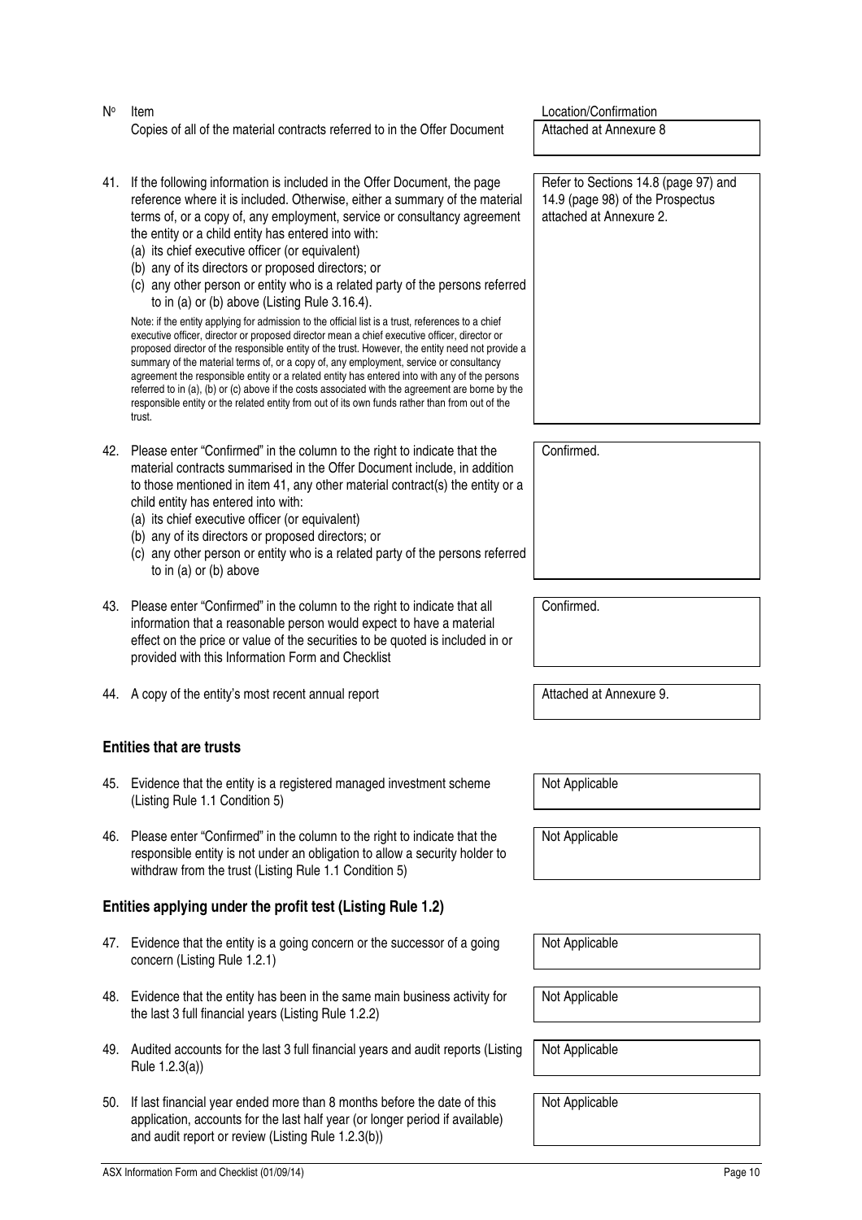| Nº | Item | Location/Confirmation |
|---|---|---|
| | Copies of all of the material contracts referred to in the Offer Document | Attached at Annexure 8 |
| 41. | If the following information is included in the Offer Document, the page reference where it is included. Otherwise, either a summary of the material terms of, or a copy of, any employment, service or consultancy agreement the entity or a child entity has entered into with:<br>(a) its chief executive officer (or equivalent)<br>(b) any of its directors or proposed directors; or<br>(c) any other person or entity who is a related party of the persons referred to in (a) or (b) above (Listing Rule 3.16.4).<br><br>Note: if the entity applying for admission to the official list is a trust, references to a chief executive officer, director or proposed director mean a chief executive officer, director or proposed director of the responsible entity of the trust. However, the entity need not provide a summary of the material terms of, or a copy of, any employment, service or consultancy agreement the responsible entity or a related entity has entered into with any of the persons referred to in (a), (b) or (c) above if the costs associated with the agreement are borne by the responsible entity or the related entity from out of its own funds rather than from out of the trust. | Refer to Sections 14.8 (page 97) and 14.9 (page 98) of the Prospectus attached at Annexure 2. |
| 42. | Please enter "Confirmed" in the column to the right to indicate that the material contracts summarised in the Offer Document include, in addition to those mentioned in item 41, any other material contract(s) the entity or a child entity has entered into with:<br>(a) its chief executive officer (or equivalent)<br>(b) any of its directors or proposed directors; or<br>(c) any other person or entity who is a related party of the persons referred to in (a) or (b) above | Confirmed. |
| 43. | Please enter "Confirmed" in the column to the right to indicate that all information that a reasonable person would expect to have a material effect on the price or value of the securities to be quoted is included in or provided with this Information Form and Checklist | Confirmed. |
| 44. | A copy of the entity's most recent annual report | Attached at Annexure 9. |

## Entities that are trusts

| Nº | Item | Location/Confirmation |
|---|---|---|
| 45. | Evidence that the entity is a registered managed investment scheme (Listing Rule 1.1 Condition 5) | Not Applicable |
| 46. | Please enter "Confirmed" in the column to the right to indicate that the responsible entity is not under an obligation to allow a security holder to withdraw from the trust (Listing Rule 1.1 Condition 5) | Not Applicable |

## Entities applying under the profit test (Listing Rule 1.2)

| Nº | Item | Location/Confirmation |
|---|---|---|
| 47. | Evidence that the entity is a going concern or the successor of a going concern (Listing Rule 1.2.1) | Not Applicable |
| 48. | Evidence that the entity has been in the same main business activity for the last 3 full financial years (Listing Rule 1.2.2) | Not Applicable |
| 49. | Audited accounts for the last 3 full financial years and audit reports (Listing Rule 1.2.3(a)) | Not Applicable |
| 50. | If last financial year ended more than 8 months before the date of this application, accounts for the last half year (or longer period if available) and audit report or review (Listing Rule 1.2.3(b)) | Not Applicable |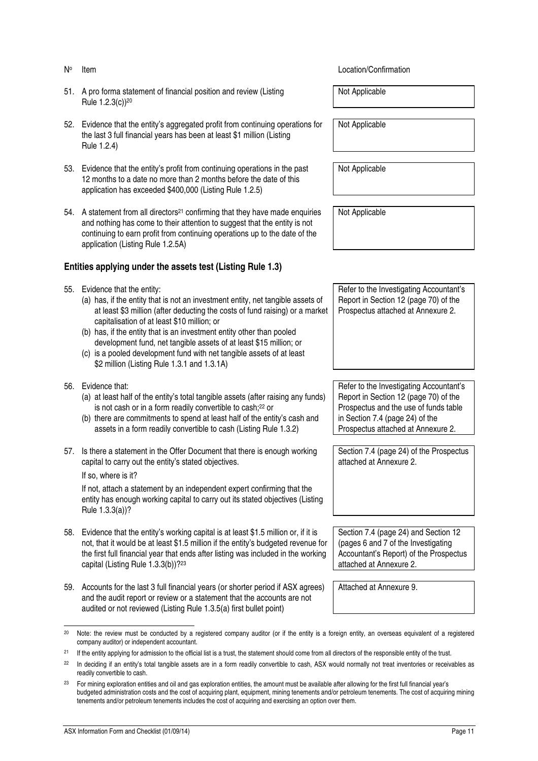| Nº | Item | Location/Confirmation |
|---|---|---|
| 51. | A pro forma statement of financial position and review (Listing Rule 1.2.3(c))[20] | Not Applicable |
| 52. | Evidence that the entity's aggregated profit from continuing operations for the last 3 full financial years has been at least $1 million (Listing Rule 1.2.4) | Not Applicable |
| 53. | Evidence that the entity's profit from continuing operations in the past 12 months to a date no more than 2 months before the date of this application has exceeded $400,000 (Listing Rule 1.2.5) | Not Applicable |
| 54. | A statement from all directors[21] confirming that they have made enquiries and nothing has come to their attention to suggest that the entity is not continuing to earn profit from continuing operations up to the date of the application (Listing Rule 1.2.5A) | Not Applicable |

### Entities applying under the assets test (Listing Rule 1.3)

| Nº | Item | Location/Confirmation |
|---|---|---|
| 55. | Evidence that the entity:<br>(a) has, if the entity that is not an investment entity, net tangible assets of at least $3 million (after deducting the costs of fund raising) or a market capitalisation of at least $10 million; or<br>(b) has, if the entity that is an investment entity other than pooled development fund, net tangible assets of at least $15 million; or<br>(c) is a pooled development fund with net tangible assets of at least $2 million (Listing Rule 1.3.1 and 1.3.1A) | Refer to the Investigating Accountant's Report in Section 12 (page 70) of the Prospectus attached at Annexure 2. |
| 56. | Evidence that:<br>(a) at least half of the entity's total tangible assets (after raising any funds) is not cash or in a form readily convertible to cash;[22] or<br>(b) there are commitments to spend at least half of the entity's cash and assets in a form readily convertible to cash (Listing Rule 1.3.2) | Refer to the Investigating Accountant's Report in Section 12 (page 70) of the Prospectus and the use of funds table in Section 7.4 (page 24) of the Prospectus attached at Annexure 2. |
| 57. | Is there a statement in the Offer Document that there is enough working capital to carry out the entity's stated objectives.<br>If so, where is it?<br>If not, attach a statement by an independent expert confirming that the entity has enough working capital to carry out its stated objectives (Listing Rule 1.3.3(a))? | Section 7.4 (page 24) of the Prospectus attached at Annexure 2. |
| 58. | Evidence that the entity's working capital is at least $1.5 million or, if it is not, that it would be at least $1.5 million if the entity's budgeted revenue for the first full financial year that ends after listing was included in the working capital (Listing Rule 1.3.3(b))?[23] | Section 7.4 (page 24) and Section 12 (pages 6 and 7 of the Investigating Accountant's Report) of the Prospectus attached at Annexure 2. |
| 59. | Accounts for the last 3 full financial years (or shorter period if ASX agrees) and the audit report or review or a statement that the accounts are not audited or not reviewed (Listing Rule 1.3.5(a) first bullet point) | Attached at Annexure 9. |

---

[20] Note: the review must be conducted by a registered company auditor (or if the entity is a foreign entity, an overseas equivalent of a registered company auditor) or independent accountant.

[21] If the entity applying for admission to the official list is a trust, the statement should come from all directors of the responsible entity of the trust.

[22] In deciding if an entity's total tangible assets are in a form readily convertible to cash, ASX would normally not treat inventories or receivables as readily convertible to cash.

[23] For mining exploration entities and oil and gas exploration entities, the amount must be available after allowing for the first full financial year's budgeted administration costs and the cost of acquiring plant, equipment, mining tenements and/or petroleum tenements. The cost of acquiring mining tenements and/or petroleum tenements includes the cost of acquiring and exercising an option over them.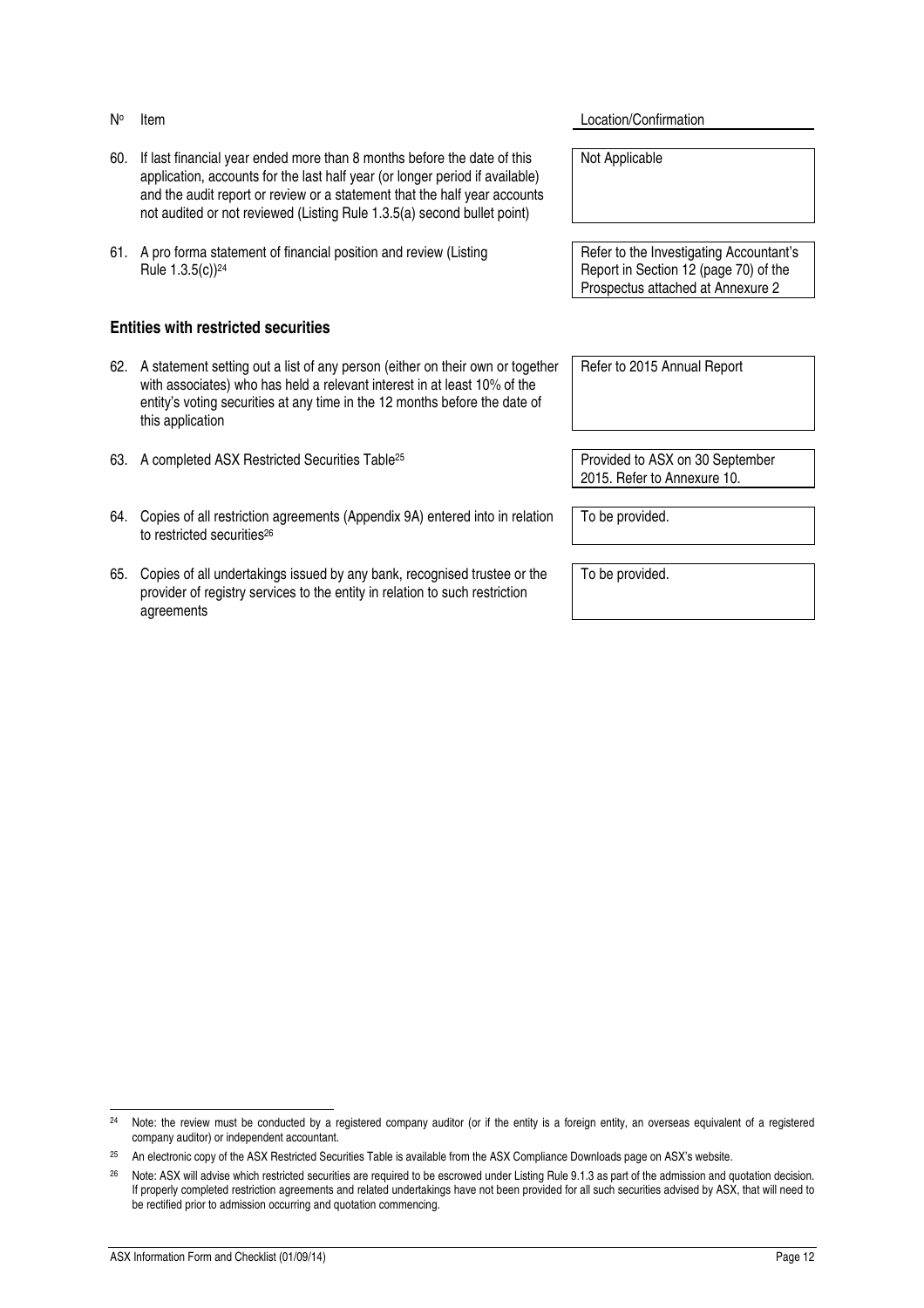| Nº | Item | Location/Confirmation |
|---|---|---|
| 60. | If last financial year ended more than 8 months before the date of this application, accounts for the last half year (or longer period if available) and the audit report or review or a statement that the half year accounts not audited or not reviewed (Listing Rule 1.3.5(a) second bullet point) | Not Applicable |
| 61. | A pro forma statement of financial position and review (Listing Rule 1.3.5(c))[24] | Refer to the Investigating Accountant's Report in Section 12 (page 70) of the Prospectus attached at Annexure 2 |

### Entities with restricted securities

| Nº | Item | Location/Confirmation |
|---|---|---|
| 62. | A statement setting out a list of any person (either on their own or together with associates) who has held a relevant interest in at least 10% of the entity's voting securities at any time in the 12 months before the date of this application | Refer to 2015 Annual Report |
| 63. | A completed ASX Restricted Securities Table[25] | Provided to ASX on 30 September 2015. Refer to Annexure 10. |
| 64. | Copies of all restriction agreements (Appendix 9A) entered into in relation to restricted securities[26] | To be provided. |
| 65. | Copies of all undertakings issued by any bank, recognised trustee or the provider of registry services to the entity in relation to such restriction agreements | To be provided. |

[24] Note: the review must be conducted by a registered company auditor (or if the entity is a foreign entity, an overseas equivalent of a registered company auditor) or independent accountant.

[25] An electronic copy of the ASX Restricted Securities Table is available from the ASX Compliance Downloads page on ASX's website.

[26] Note: ASX will advise which restricted securities are required to be escrowed under Listing Rule 9.1.3 as part of the admission and quotation decision. If properly completed restriction agreements and related undertakings have not been provided for all such securities advised by ASX, that will need to be rectified prior to admission occurring and quotation commencing.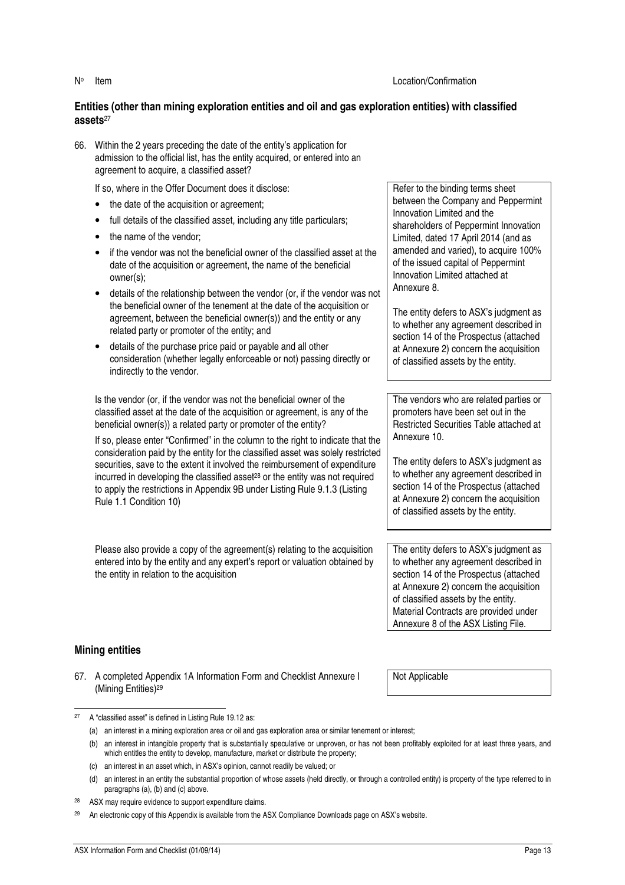| Nº | Item | Location/Confirmation |
|---|---|---|

## Entities (other than mining exploration entities and oil and gas exploration entities) with classified assets[27]

| Nº | Item | Location/Confirmation |
|---|---|---|
| 66. | Within the 2 years preceding the date of the entity's application for admission to the official list, has the entity acquired, or entered into an agreement to acquire, a classified asset?<br><br>If so, where in the Offer Document does it disclose:<br>• the date of the acquisition or agreement;<br>• full details of the classified asset, including any title particulars;<br>• the name of the vendor;<br>• if the vendor was not the beneficial owner of the classified asset at the date of the acquisition or agreement, the name of the beneficial owner(s);<br>• details of the relationship between the vendor (or, if the vendor was not the beneficial owner of the tenement at the date of the acquisition or agreement, between the beneficial owner(s)) and the entity or any related party or promoter of the entity; and<br>• details of the purchase price paid or payable and all other consideration (whether legally enforceable or not) passing directly or indirectly to the vendor. | Refer to the binding terms sheet between the Company and Peppermint Innovation Limited and the shareholders of Peppermint Innovation Limited, dated 17 April 2014 (and as amended and varied), to acquire 100% of the issued capital of Peppermint Innovation Limited attached at Annexure 8.<br><br>The entity defers to ASX's judgment as to whether any agreement described in section 14 of the Prospectus (attached at Annexure 2) concern the acquisition of classified assets by the entity. |
| | Is the vendor (or, if the vendor was not the beneficial owner of the classified asset at the date of the acquisition or agreement, is any of the beneficial owner(s)) a related party or promoter of the entity?<br><br>If so, please enter "Confirmed" in the column to the right to indicate that the consideration paid by the entity for the classified asset was solely restricted securities, save to the extent it involved the reimbursement of expenditure incurred in developing the classified asset[28] or the entity was not required to apply the restrictions in Appendix 9B under Listing Rule 9.1.3 (Listing Rule 1.1 Condition 10) | The vendors who are related parties or promoters have been set out in the Restricted Securities Table attached at Annexure 10.<br><br>The entity defers to ASX's judgment as to whether any agreement described in section 14 of the Prospectus (attached at Annexure 2) concern the acquisition of classified assets by the entity. |
| | Please also provide a copy of the agreement(s) relating to the acquisition entered into by the entity and any expert's report or valuation obtained by the entity in relation to the acquisition | The entity defers to ASX's judgment as to whether any agreement described in section 14 of the Prospectus (attached at Annexure 2) concern the acquisition of classified assets by the entity. Material Contracts are provided under Annexure 8 of the ASX Listing File. |

## Mining entities

| Nº | Item | Location/Confirmation |
|---|---|---|
| 67. | A completed Appendix 1A Information Form and Checklist Annexure I (Mining Entities)[29] | Not Applicable |

[27] A "classified asset" is defined in Listing Rule 19.12 as:

(a) an interest in a mining exploration area or oil and gas exploration area or similar tenement or interest;

(b) an interest in intangible property that is substantially speculative or unproven, or has not been profitably exploited for at least three years, and which entitles the entity to develop, manufacture, market or distribute the property;

(c) an interest in an asset which, in ASX's opinion, cannot readily be valued; or

(d) an interest in an entity the substantial proportion of whose assets (held directly, or through a controlled entity) is property of the type referred to in paragraphs (a), (b) and (c) above.

[28] ASX may require evidence to support expenditure claims.

[29] An electronic copy of this Appendix is available from the ASX Compliance Downloads page on ASX's website.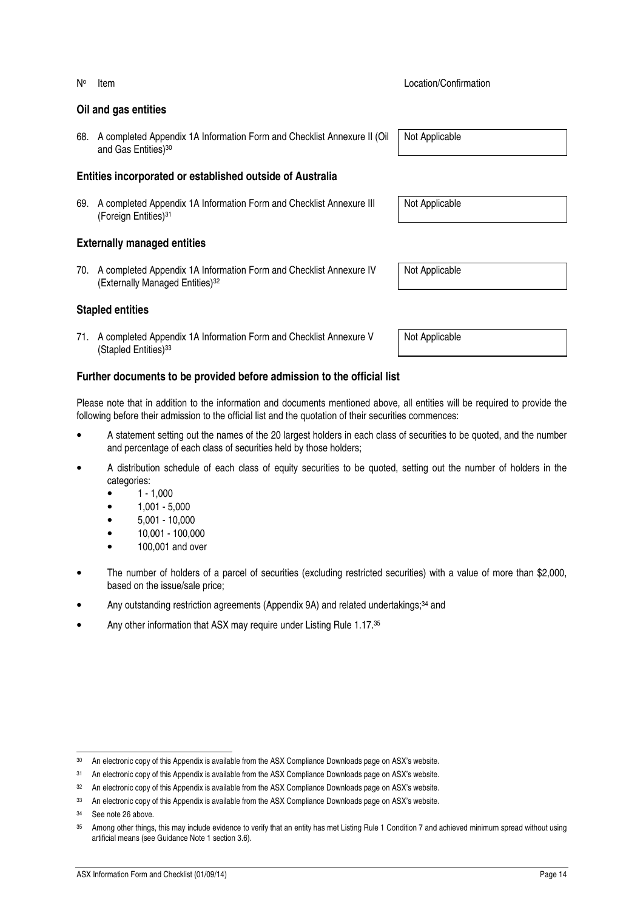| Nº | Item | Location/Confirmation |
| --- | --- | --- |
| | **Oil and gas entities** | |
| 68. | A completed Appendix 1A Information Form and Checklist Annexure II (Oil and Gas Entities)[30] | Not Applicable |
| | **Entities incorporated or established outside of Australia** | |
| 69. | A completed Appendix 1A Information Form and Checklist Annexure III (Foreign Entities)[31] | Not Applicable |
| | **Externally managed entities** | |
| 70. | A completed Appendix 1A Information Form and Checklist Annexure IV (Externally Managed Entities)[32] | Not Applicable |
| | **Stapled entities** | |
| 71. | A completed Appendix 1A Information Form and Checklist Annexure V (Stapled Entities)[33] | Not Applicable |

### Further documents to be provided before admission to the official list

Please note that in addition to the information and documents mentioned above, all entities will be required to provide the following before their admission to the official list and the quotation of their securities commences:

- A statement setting out the names of the 20 largest holders in each class of securities to be quoted, and the number and percentage of each class of securities held by those holders;
- A distribution schedule of each class of equity securities to be quoted, setting out the number of holders in the categories:
  - 1 - 1,000
  - 1,001 - 5,000
  - 5,001 - 10,000
  - 10,001 - 100,000
  - 100,001 and over
- The number of holders of a parcel of securities (excluding restricted securities) with a value of more than $2,000, based on the issue/sale price;
- Any outstanding restriction agreements (Appendix 9A) and related undertakings;[34] and
- Any other information that ASX may require under Listing Rule 1.17.[35]

---

[30] An electronic copy of this Appendix is available from the ASX Compliance Downloads page on ASX's website.

[31] An electronic copy of this Appendix is available from the ASX Compliance Downloads page on ASX's website.

[32] An electronic copy of this Appendix is available from the ASX Compliance Downloads page on ASX's website.

[33] An electronic copy of this Appendix is available from the ASX Compliance Downloads page on ASX's website.

[34] See note 26 above.

[35] Among other things, this may include evidence to verify that an entity has met Listing Rule 1 Condition 7 and achieved minimum spread without using artificial means (see Guidance Note 1 section 3.6).